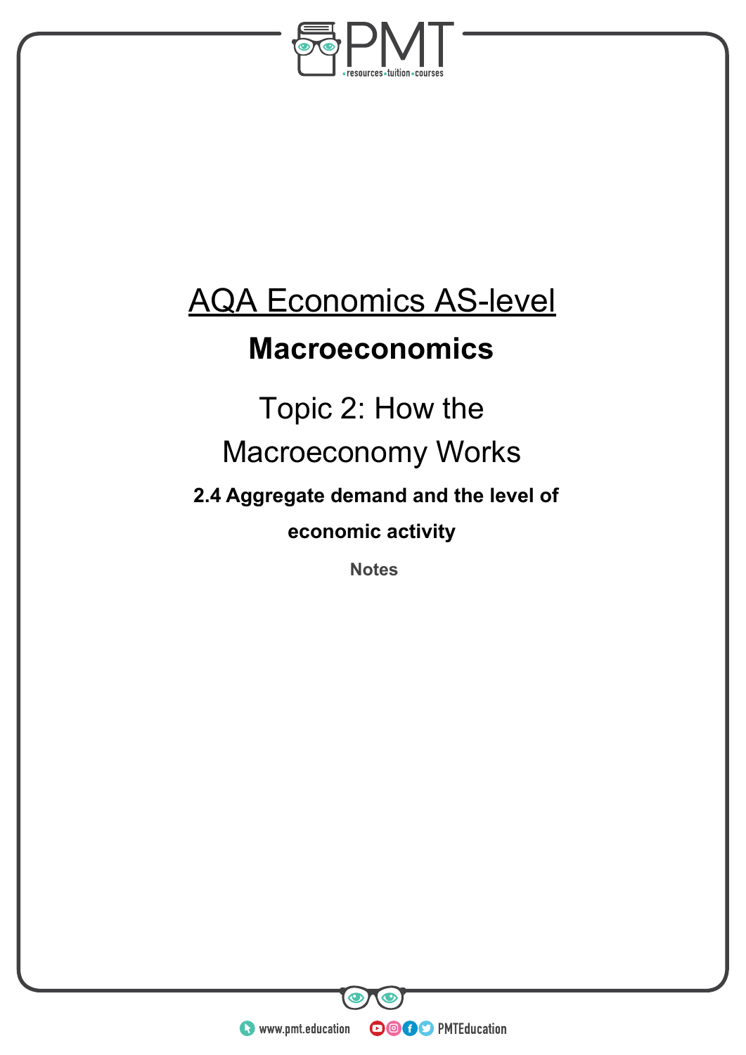# AQA Economics AS-level

## Macroeconomics

### Topic 2: How the Macroeconomy Works

#### 2.4 Aggregate demand and the level of economic activity

**Notes**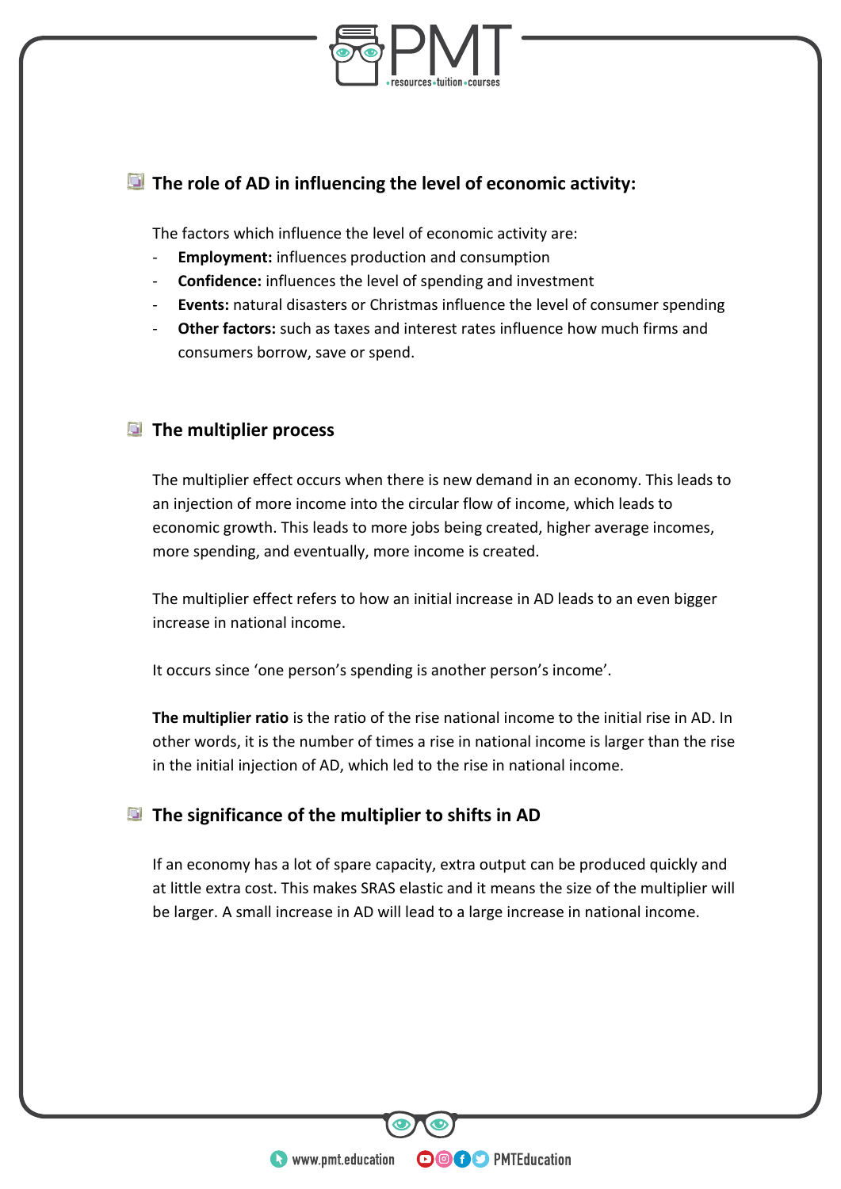## The role of AD in influencing the level of economic activity:

The factors which influence the level of economic activity are:

- **Employment:** influences production and consumption
- **Confidence:** influences the level of spending and investment
- **Events:** natural disasters or Christmas influence the level of consumer spending
- **Other factors:** such as taxes and interest rates influence how much firms and consumers borrow, save or spend.

## The multiplier process

The multiplier effect occurs when there is new demand in an economy. This leads to an injection of more income into the circular flow of income, which leads to economic growth. This leads to more jobs being created, higher average incomes, more spending, and eventually, more income is created.

The multiplier effect refers to how an initial increase in AD leads to an even bigger increase in national income.

It occurs since 'one person's spending is another person's income'.

**The multiplier ratio** is the ratio of the rise national income to the initial rise in AD. In other words, it is the number of times a rise in national income is larger than the rise in the initial injection of AD, which led to the rise in national income.

## The significance of the multiplier to shifts in AD

If an economy has a lot of spare capacity, extra output can be produced quickly and at little extra cost. This makes SRAS elastic and it means the size of the multiplier will be larger. A small increase in AD will lead to a large increase in national income.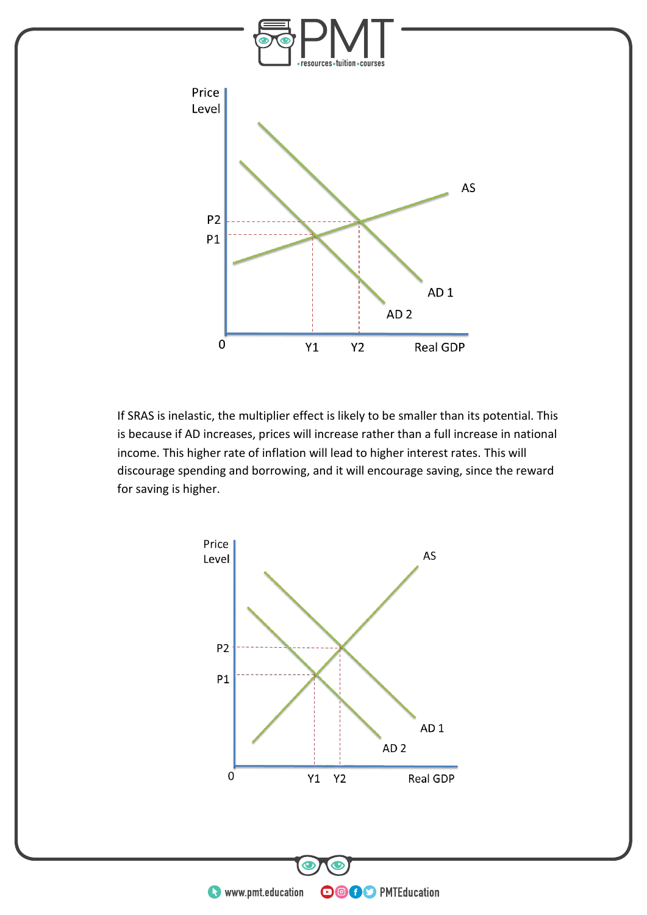If SRAS is inelastic, the multiplier effect is likely to be smaller than its potential. This is because if AD increases, prices will increase rather than a full increase in national income. This higher rate of inflation will lead to higher interest rates. This will discourage spending and borrowing, and it will encourage saving, since the reward for saving is higher.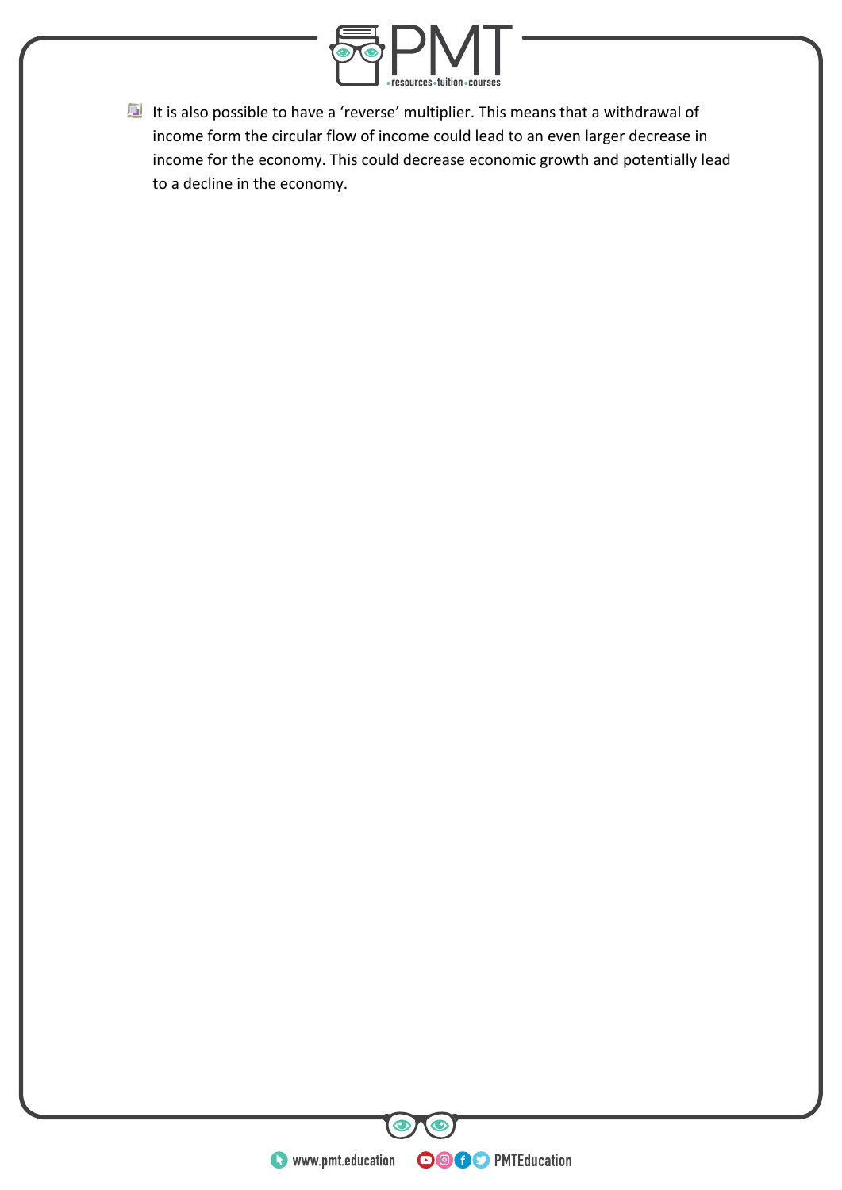- It is also possible to have a 'reverse' multiplier. This means that a withdrawal of income form the circular flow of income could lead to an even larger decrease in income for the economy. This could decrease economic growth and potentially lead to a decline in the economy.